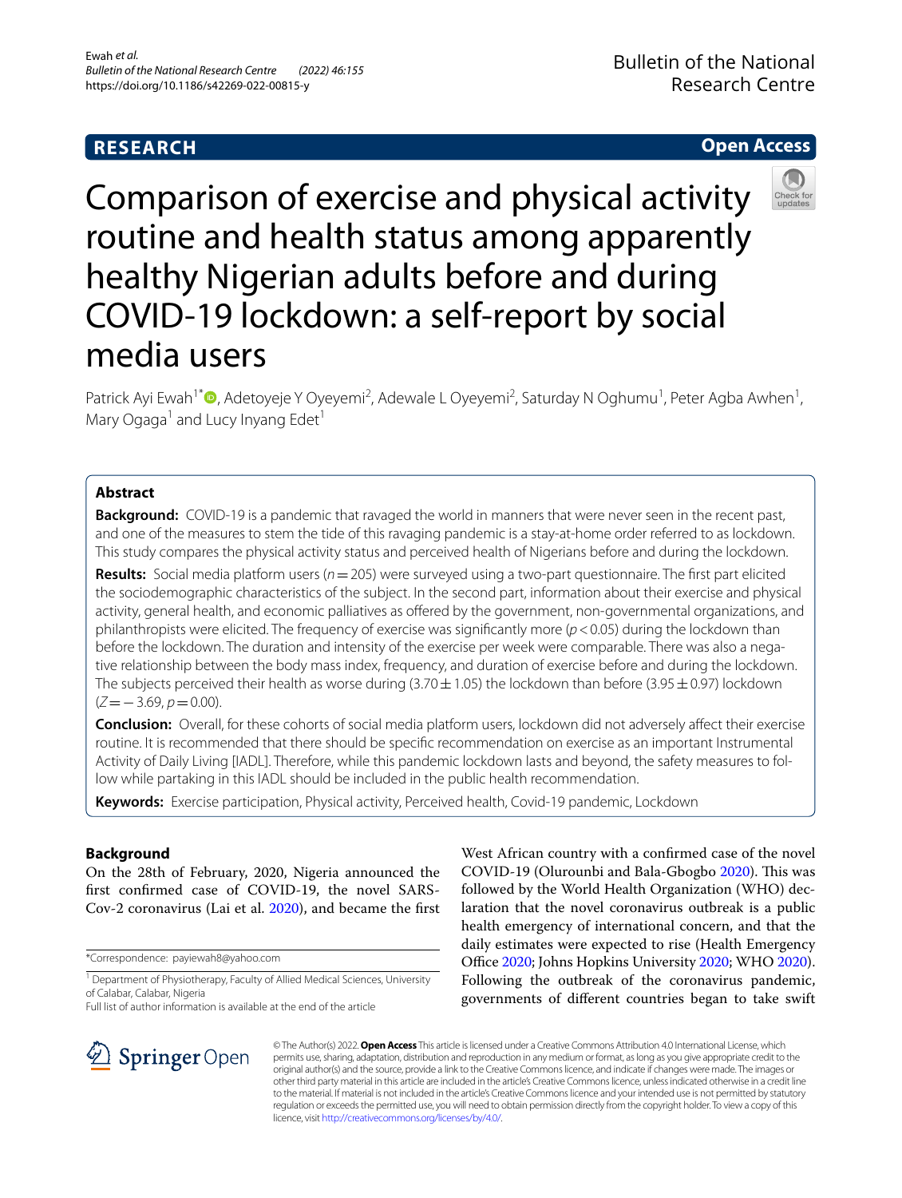RESEARCH

Open Access

# Comparison of exercise and physical activity routine and health status among apparently healthy Nigerian adults before and during COVID-19 lockdown: a self-report by social media users

Patrick Ayi Ewah[1*], Adetoyeje Y Oyeyemi[2], Adewale L Oyeyemi[2], Saturday N Oghumu[1], Peter Agba Awhen[1], Mary Ogaga[1] and Lucy Inyang Edet[1]

## Abstract

**Background:** COVID-19 is a pandemic that ravaged the world in manners that were never seen in the recent past, and one of the measures to stem the tide of this ravaging pandemic is a stay-at-home order referred to as lockdown. This study compares the physical activity status and perceived health of Nigerians before and during the lockdown.

**Results:** Social media platform users ($n = 205$) were surveyed using a two-part questionnaire. The first part elicited the sociodemographic characteristics of the subject. In the second part, information about their exercise and physical activity, general health, and economic palliatives as offered by the government, non-governmental organizations, and philanthropists were elicited. The frequency of exercise was significantly more ($p < 0.05$) during the lockdown than before the lockdown. The duration and intensity of the exercise per week were comparable. There was also a negative relationship between the body mass index, frequency, and duration of exercise before and during the lockdown. The subjects perceived their health as worse during ($3.70 \pm 1.05$) the lockdown than before ($3.95 \pm 0.97$) lockdown ($Z = -3.69$, $p = 0.00$).

**Conclusion:** Overall, for these cohorts of social media platform users, lockdown did not adversely affect their exercise routine. It is recommended that there should be specific recommendation on exercise as an important Instrumental Activity of Daily Living [IADL]. Therefore, while this pandemic lockdown lasts and beyond, the safety measures to follow while partaking in this IADL should be included in the public health recommendation.

**Keywords:** Exercise participation, Physical activity, Perceived health, Covid-19 pandemic, Lockdown

## Background

On the 28th of February, 2020, Nigeria announced the first confirmed case of COVID-19, the novel SARS-Cov-2 coronavirus (Lai et al. 2020), and became the first West African country with a confirmed case of the novel COVID-19 (Olurounbi and Bala-Gbogbo 2020). This was followed by the World Health Organization (WHO) declaration that the novel coronavirus outbreak is a public health emergency of international concern, and that the daily estimates were expected to rise (Health Emergency Office 2020; Johns Hopkins University 2020; WHO 2020). Following the outbreak of the coronavirus pandemic, governments of different countries began to take swift

*Correspondence: payiewah8@yahoo.com

[1] Department of Physiotherapy, Faculty of Allied Medical Sciences, University of Calabar, Calabar, Nigeria

Full list of author information is available at the end of the article

© The Author(s) 2022. **Open Access** This article is licensed under a Creative Commons Attribution 4.0 International License, which permits use, sharing, adaptation, distribution and reproduction in any medium or format, as long as you give appropriate credit to the original author(s) and the source, provide a link to the Creative Commons licence, and indicate if changes were made. The images or other third party material in this article are included in the article's Creative Commons licence, unless indicated otherwise in a credit line to the material. If material is not included in the article's Creative Commons licence and your intended use is not permitted by statutory regulation or exceeds the permitted use, you will need to obtain permission directly from the copyright holder. To view a copy of this licence, visit http://creativecommons.org/licenses/by/4.0/.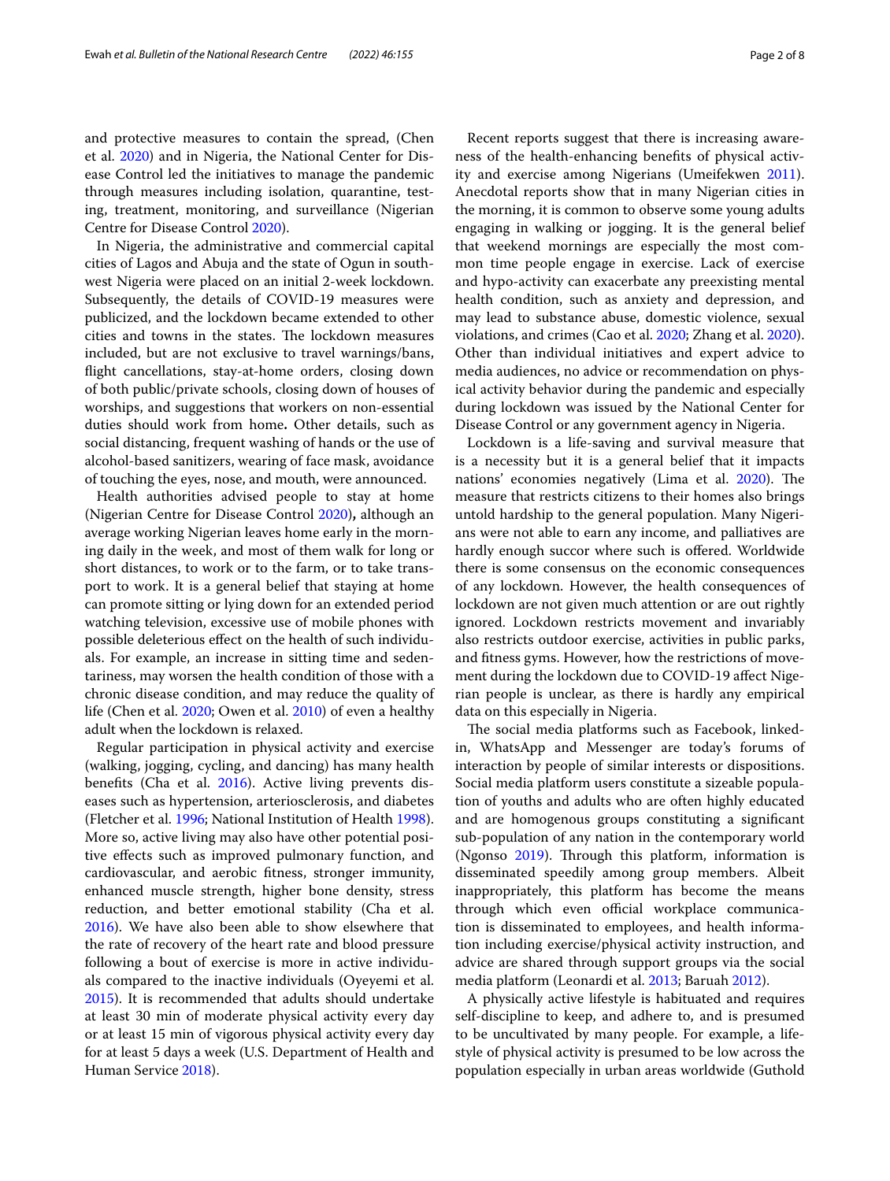and protective measures to contain the spread, (Chen et al. 2020) and in Nigeria, the National Center for Disease Control led the initiatives to manage the pandemic through measures including isolation, quarantine, testing, treatment, monitoring, and surveillance (Nigerian Centre for Disease Control 2020).

In Nigeria, the administrative and commercial capital cities of Lagos and Abuja and the state of Ogun in southwest Nigeria were placed on an initial 2-week lockdown. Subsequently, the details of COVID-19 measures were publicized, and the lockdown became extended to other cities and towns in the states. The lockdown measures included, but are not exclusive to travel warnings/bans, flight cancellations, stay-at-home orders, closing down of both public/private schools, closing down of houses of worships, and suggestions that workers on non-essential duties should work from home**.** Other details, such as social distancing, frequent washing of hands or the use of alcohol-based sanitizers, wearing of face mask, avoidance of touching the eyes, nose, and mouth, were announced.

Health authorities advised people to stay at home (Nigerian Centre for Disease Control 2020)**,** although an average working Nigerian leaves home early in the morning daily in the week, and most of them walk for long or short distances, to work or to the farm, or to take transport to work. It is a general belief that staying at home can promote sitting or lying down for an extended period watching television, excessive use of mobile phones with possible deleterious effect on the health of such individuals. For example, an increase in sitting time and sedentariness, may worsen the health condition of those with a chronic disease condition, and may reduce the quality of life (Chen et al. 2020; Owen et al. 2010) of even a healthy adult when the lockdown is relaxed.

Regular participation in physical activity and exercise (walking, jogging, cycling, and dancing) has many health benefits (Cha et al. 2016). Active living prevents diseases such as hypertension, arteriosclerosis, and diabetes (Fletcher et al. 1996; National Institution of Health 1998). More so, active living may also have other potential positive effects such as improved pulmonary function, and cardiovascular, and aerobic fitness, stronger immunity, enhanced muscle strength, higher bone density, stress reduction, and better emotional stability (Cha et al. 2016). We have also been able to show elsewhere that the rate of recovery of the heart rate and blood pressure following a bout of exercise is more in active individuals compared to the inactive individuals (Oyeyemi et al. 2015). It is recommended that adults should undertake at least 30 min of moderate physical activity every day or at least 15 min of vigorous physical activity every day for at least 5 days a week (U.S. Department of Health and Human Service 2018).

Recent reports suggest that there is increasing awareness of the health-enhancing benefits of physical activity and exercise among Nigerians (Umeifekwen 2011). Anecdotal reports show that in many Nigerian cities in the morning, it is common to observe some young adults engaging in walking or jogging. It is the general belief that weekend mornings are especially the most common time people engage in exercise. Lack of exercise and hypo-activity can exacerbate any preexisting mental health condition, such as anxiety and depression, and may lead to substance abuse, domestic violence, sexual violations, and crimes (Cao et al. 2020; Zhang et al. 2020). Other than individual initiatives and expert advice to media audiences, no advice or recommendation on physical activity behavior during the pandemic and especially during lockdown was issued by the National Center for Disease Control or any government agency in Nigeria.

Lockdown is a life-saving and survival measure that is a necessity but it is a general belief that it impacts nations' economies negatively (Lima et al. 2020). The measure that restricts citizens to their homes also brings untold hardship to the general population. Many Nigerians were not able to earn any income, and palliatives are hardly enough succor where such is offered. Worldwide there is some consensus on the economic consequences of any lockdown. However, the health consequences of lockdown are not given much attention or are out rightly ignored. Lockdown restricts movement and invariably also restricts outdoor exercise, activities in public parks, and fitness gyms. However, how the restrictions of movement during the lockdown due to COVID-19 affect Nigerian people is unclear, as there is hardly any empirical data on this especially in Nigeria.

The social media platforms such as Facebook, linked-in, WhatsApp and Messenger are today's forums of interaction by people of similar interests or dispositions. Social media platform users constitute a sizeable population of youths and adults who are often highly educated and are homogenous groups constituting a significant sub-population of any nation in the contemporary world (Ngonso 2019). Through this platform, information is disseminated speedily among group members. Albeit inappropriately, this platform has become the means through which even official workplace communication is disseminated to employees, and health information including exercise/physical activity instruction, and advice are shared through support groups via the social media platform (Leonardi et al. 2013; Baruah 2012).

A physically active lifestyle is habituated and requires self-discipline to keep, and adhere to, and is presumed to be uncultivated by many people. For example, a lifestyle of physical activity is presumed to be low across the population especially in urban areas worldwide (Guthold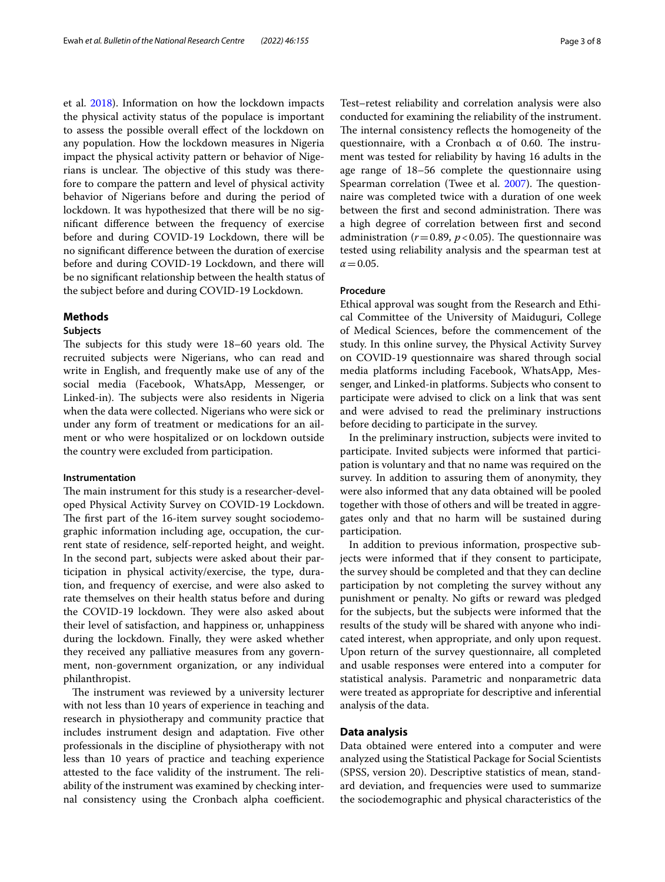et al. 2018). Information on how the lockdown impacts the physical activity status of the populace is important to assess the possible overall effect of the lockdown on any population. How the lockdown measures in Nigeria impact the physical activity pattern or behavior of Nigerians is unclear. The objective of this study was therefore to compare the pattern and level of physical activity behavior of Nigerians before and during the period of lockdown. It was hypothesized that there will be no significant difference between the frequency of exercise before and during COVID-19 Lockdown, there will be no significant difference between the duration of exercise before and during COVID-19 Lockdown, and there will be no significant relationship between the health status of the subject before and during COVID-19 Lockdown.

## Methods

### Subjects

The subjects for this study were 18–60 years old. The recruited subjects were Nigerians, who can read and write in English, and frequently make use of any of the social media (Facebook, WhatsApp, Messenger, or Linked-in). The subjects were also residents in Nigeria when the data were collected. Nigerians who were sick or under any form of treatment or medications for an ailment or who were hospitalized or on lockdown outside the country were excluded from participation.

### Instrumentation

The main instrument for this study is a researcher-developed Physical Activity Survey on COVID-19 Lockdown. The first part of the 16-item survey sought sociodemographic information including age, occupation, the current state of residence, self-reported height, and weight. In the second part, subjects were asked about their participation in physical activity/exercise, the type, duration, and frequency of exercise, and were also asked to rate themselves on their health status before and during the COVID-19 lockdown. They were also asked about their level of satisfaction, and happiness or, unhappiness during the lockdown. Finally, they were asked whether they received any palliative measures from any government, non-government organization, or any individual philanthropist.

The instrument was reviewed by a university lecturer with not less than 10 years of experience in teaching and research in physiotherapy and community practice that includes instrument design and adaptation. Five other professionals in the discipline of physiotherapy with not less than 10 years of practice and teaching experience attested to the face validity of the instrument. The reliability of the instrument was examined by checking internal consistency using the Cronbach alpha coefficient. Test–retest reliability and correlation analysis were also conducted for examining the reliability of the instrument. The internal consistency reflects the homogeneity of the questionnaire, with a Cronbach α of 0.60. The instrument was tested for reliability by having 16 adults in the age range of 18–56 complete the questionnaire using Spearman correlation (Twee et al. 2007). The questionnaire was completed twice with a duration of one week between the first and second administration. There was a high degree of correlation between first and second administration ($r = 0.89$, $p < 0.05$). The questionnaire was tested using reliability analysis and the spearman test at $\alpha = 0.05$.

### Procedure

Ethical approval was sought from the Research and Ethical Committee of the University of Maiduguri, College of Medical Sciences, before the commencement of the study. In this online survey, the Physical Activity Survey on COVID-19 questionnaire was shared through social media platforms including Facebook, WhatsApp, Messenger, and Linked-in platforms. Subjects who consent to participate were advised to click on a link that was sent and were advised to read the preliminary instructions before deciding to participate in the survey.

In the preliminary instruction, subjects were invited to participate. Invited subjects were informed that participation is voluntary and that no name was required on the survey. In addition to assuring them of anonymity, they were also informed that any data obtained will be pooled together with those of others and will be treated in aggregates only and that no harm will be sustained during participation.

In addition to previous information, prospective subjects were informed that if they consent to participate, the survey should be completed and that they can decline participation by not completing the survey without any punishment or penalty. No gifts or reward was pledged for the subjects, but the subjects were informed that the results of the study will be shared with anyone who indicated interest, when appropriate, and only upon request. Upon return of the survey questionnaire, all completed and usable responses were entered into a computer for statistical analysis. Parametric and nonparametric data were treated as appropriate for descriptive and inferential analysis of the data.

## Data analysis

Data obtained were entered into a computer and were analyzed using the Statistical Package for Social Scientists (SPSS, version 20). Descriptive statistics of mean, standard deviation, and frequencies were used to summarize the sociodemographic and physical characteristics of the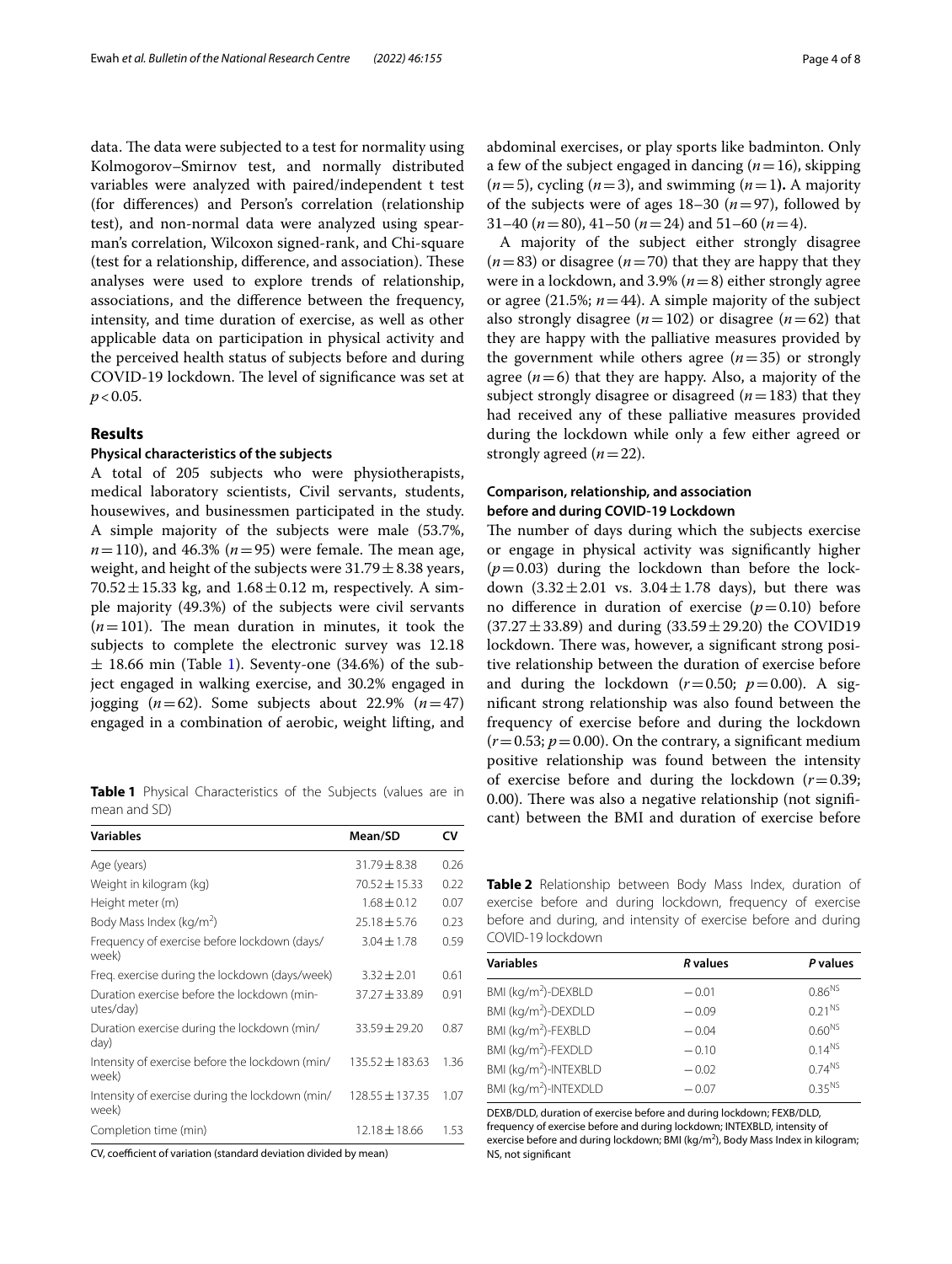data. The data were subjected to a test for normality using Kolmogorov–Smirnov test, and normally distributed variables were analyzed with paired/independent t test (for differences) and Person's correlation (relationship test), and non-normal data were analyzed using spearman's correlation, Wilcoxon signed-rank, and Chi-square (test for a relationship, difference, and association). These analyses were used to explore trends of relationship, associations, and the difference between the frequency, intensity, and time duration of exercise, as well as other applicable data on participation in physical activity and the perceived health status of subjects before and during COVID-19 lockdown. The level of significance was set at $p<0.05$.

## Results

### Physical characteristics of the subjects

A total of 205 subjects who were physiotherapists, medical laboratory scientists, Civil servants, students, housewives, and businessmen participated in the study. A simple majority of the subjects were male (53.7%, $n=110$), and 46.3% ($n=95$) were female. The mean age, weight, and height of the subjects were $31.79 \pm 8.38$ years, $70.52 \pm 15.33$ kg, and $1.68 \pm 0.12$ m, respectively. A simple majority (49.3%) of the subjects were civil servants ($n=101$). The mean duration in minutes, it took the subjects to complete the electronic survey was 12.18 $\pm$ 18.66 min (Table 1). Seventy-one (34.6%) of the subject engaged in walking exercise, and 30.2% engaged in jogging ($n=62$). Some subjects about 22.9% ($n=47$) engaged in a combination of aerobic, weight lifting, and abdominal exercises, or play sports like badminton. Only a few of the subject engaged in dancing ($n=16$), skipping ($n=5$), cycling ($n=3$), and swimming ($n=1$). A majority of the subjects were of ages 18–30 ($n=97$), followed by 31–40 ($n=80$), 41–50 ($n=24$) and 51–60 ($n=4$).

A majority of the subject either strongly disagree ($n=83$) or disagree ($n=70$) that they are happy that they were in a lockdown, and 3.9% ($n=8$) either strongly agree or agree (21.5%; $n=44$). A simple majority of the subject also strongly disagree ($n=102$) or disagree ($n=62$) that they are happy with the palliative measures provided by the government while others agree ($n=35$) or strongly agree ($n=6$) that they are happy. Also, a majority of the subject strongly disagree or disagreed ($n=183$) that they had received any of these palliative measures provided during the lockdown while only a few either agreed or strongly agreed ($n=22$).

**Table 1** Physical Characteristics of the Subjects (values are in mean and SD)

| Variables | Mean/SD | CV |
|---|---|---|
| Age (years) | $31.79 \pm 8.38$ | 0.26 |
| Weight in kilogram (kg) | $70.52 \pm 15.33$ | 0.22 |
| Height meter (m) | $1.68 \pm 0.12$ | 0.07 |
| Body Mass Index (kg/m$^2$) | $25.18 \pm 5.76$ | 0.23 |
| Frequency of exercise before lockdown (days/week) | $3.04 \pm 1.78$ | 0.59 |
| Freq. exercise during the lockdown (days/week) | $3.32 \pm 2.01$ | 0.61 |
| Duration exercise before the lockdown (minutes/day) | $37.27 \pm 33.89$ | 0.91 |
| Duration exercise during the lockdown (min/day) | $33.59 \pm 29.20$ | 0.87 |
| Intensity of exercise before the lockdown (min/week) | $135.52 \pm 183.63$ | 1.36 |
| Intensity of exercise during the lockdown (min/week) | $128.55 \pm 137.35$ | 1.07 |
| Completion time (min) | $12.18 \pm 18.66$ | 1.53 |

CV, coefficient of variation (standard deviation divided by mean)

### Comparison, relationship, and association before and during COVID-19 Lockdown

The number of days during which the subjects exercise or engage in physical activity was significantly higher ($p=0.03$) during the lockdown than before the lockdown ($3.32 \pm 2.01$ vs. $3.04 \pm 1.78$ days), but there was no difference in duration of exercise ($p=0.10$) before ($37.27 \pm 33.89$) and during ($33.59 \pm 29.20$) the COVID19 lockdown. There was, however, a significant strong positive relationship between the duration of exercise before and during the lockdown ($r=0.50$; $p=0.00$). A significant strong relationship was also found between the frequency of exercise before and during the lockdown ($r=0.53$; $p=0.00$). On the contrary, a significant medium positive relationship was found between the intensity of exercise before and during the lockdown ($r=0.39$; 0.00). There was also a negative relationship (not significant) between the BMI and duration of exercise before

**Table 2** Relationship between Body Mass Index, duration of exercise before and during lockdown, frequency of exercise before and during, and intensity of exercise before and during COVID-19 lockdown

| Variables | *R* values | *P* values |
|---|---|---|
| BMI (kg/m$^2$)-DEXBLD | −0.01 | 0.86$^{NS}$ |
| BMI (kg/m$^2$)-DEXDLD | −0.09 | 0.21$^{NS}$ |
| BMI (kg/m$^2$)-FEXBLD | −0.04 | 0.60$^{NS}$ |
| BMI (kg/m$^2$)-FEXDLD | −0.10 | 0.14$^{NS}$ |
| BMI (kg/m$^2$)-INTEXBLD | −0.02 | 0.74$^{NS}$ |
| BMI (kg/m$^2$)-INTEXDLD | −0.07 | 0.35$^{NS}$ |

DEXB/DLD, duration of exercise before and during lockdown; FEXB/DLD, frequency of exercise before and during lockdown; INTEXBLD, intensity of exercise before and during lockdown; BMI (kg/m$^2$), Body Mass Index in kilogram; NS, not significant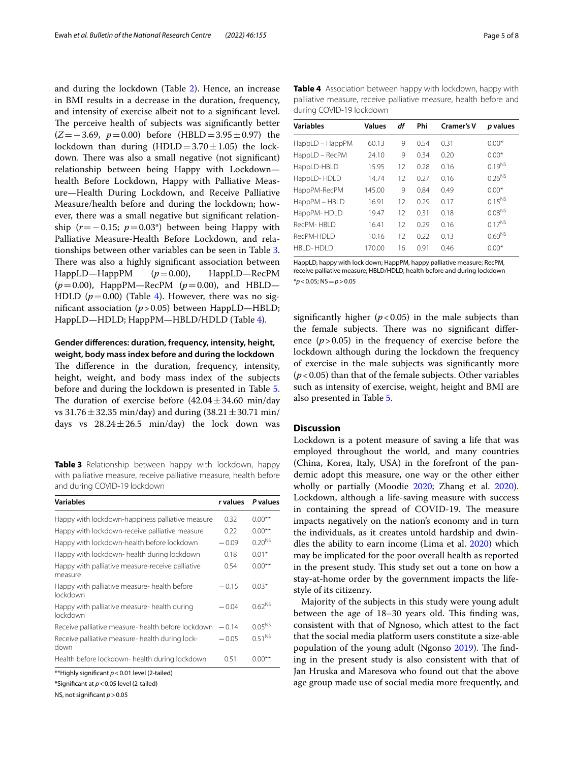and during the lockdown (Table 2). Hence, an increase in BMI results in a decrease in the duration, frequency, and intensity of exercise albeit not to a significant level. The perceive health of subjects was significantly better ($Z = -3.69$, $p = 0.00$) before (HBLD $= 3.95 \pm 0.97$) the lockdown than during (HDLD $= 3.70 \pm 1.05$) the lockdown. There was also a small negative (not significant) relationship between being Happy with Lockdown—health Before Lockdown, Happy with Palliative Measure—Health During Lockdown, and Receive Palliative Measure/health before and during the lockdown; however, there was a small negative but significant relationship ($r = -0.15$; $p = 0.03$*) between being Happy with Palliative Measure-Health Before Lockdown, and relationships between other variables can be seen in Table 3. There was also a highly significant association between HappLD—HappPM ($p = 0.00$), HappLD—RecPM ($p = 0.00$), HappPM—RecPM ($p = 0.00$), and HBLD—HDLD ($p = 0.00$) (Table 4). However, there was no significant association ($p > 0.05$) between HappLD—HBLD; HappLD—HDLD; HappPM—HBLD/HDLD (Table 4).

**Table 3** Relationship between happy with lockdown, happy with palliative measure, receive palliative measure, health before and during COVID-19 lockdown

| Variables | *r* values | *P* values |
|---|---|---|
| Happy with lockdown-happiness palliative measure | 0.32 | 0.00** |
| Happy with lockdown-receive palliative measure | 0.22 | 0.00** |
| Happy with lockdown-health before lockdown | −0.09 | 0.20[NS] |
| Happy with lockdown- health during lockdown | 0.18 | 0.01* |
| Happy with palliative measure-receive palliative measure | 0.54 | 0.00** |
| Happy with palliative measure- health before lockdown | −0.15 | 0.03* |
| Happy with palliative measure- health during lockdown | −0.04 | 0.62[NS] |
| Receive palliative measure- health before lockdown | −0.14 | 0.05[NS] |
| Receive palliative measure- health during lockdown | −0.05 | 0.51[NS] |
| Health before lockdown- health during lockdown | 0.51 | 0.00** |

**Highly significant $p < 0.01$ level (2-tailed)

*Significant at $p < 0.05$ level (2-tailed)

NS, not significant $p > 0.05$

**Table 4** Association between happy with lockdown, happy with palliative measure, receive palliative measure, health before and during COVID-19 lockdown

| Variables | Values | *df* | Phi | Cramer's V | *p* values |
|---|---|---|---|---|---|
| HappLD – HappPM | 60.13 | 9 | 0.54 | 0.31 | 0.00* |
| HappLD – RecPM | 24.10 | 9 | 0.34 | 0.20 | 0.00* |
| HappLD-HBLD | 15.95 | 12 | 0.28 | 0.16 | 0.19[NS] |
| HappLD- HDLD | 14.74 | 12 | 0.27 | 0.16 | 0.26[NS] |
| HappPM-RecPM | 145.00 | 9 | 0.84 | 0.49 | 0.00* |
| HappPM – HBLD | 16.91 | 12 | 0.29 | 0.17 | 0.15[NS] |
| HappPM- HDLD | 19.47 | 12 | 0.31 | 0.18 | 0.08[NS] |
| RecPM- HBLD | 16.41 | 12 | 0.29 | 0.16 | 0.17[NS] |
| RecPM-HDLD | 10.16 | 12 | 0.22 | 0.13 | 0.60[NS] |
| HBLD- HDLD | 170.00 | 16 | 0.91 | 0.46 | 0.00* |

HappLD, happy with lock down; HappPM, happy palliative measure; RecPM, receive palliative measure; HBLD/HDLD, health before and during lockdown

*$p < 0.05$; NS $= p > 0.05$

### Gender differences: duration, frequency, intensity, height, weight, body mass index before and during the lockdown

The difference in the duration, frequency, intensity, height, weight, and body mass index of the subjects before and during the lockdown is presented in Table 5. The duration of exercise before ($42.04 \pm 34.60$ min/day vs $31.76 \pm 32.35$ min/day) and during ($38.21 \pm 30.71$ min/days vs $28.24 \pm 26.5$ min/day) the lock down was significantly higher ($p < 0.05$) in the male subjects than the female subjects. There was no significant difference ($p > 0.05$) in the frequency of exercise before the lockdown although during the lockdown the frequency of exercise in the male subjects was significantly more ($p < 0.05$) than that of the female subjects. Other variables such as intensity of exercise, weight, height and BMI are also presented in Table 5.

## Discussion

Lockdown is a potent measure of saving a life that was employed throughout the world, and many countries (China, Korea, Italy, USA) in the forefront of the pandemic adopt this measure, one way or the other either wholly or partially (Moodie 2020; Zhang et al. 2020). Lockdown, although a life-saving measure with success in containing the spread of COVID-19. The measure impacts negatively on the nation's economy and in turn the individuals, as it creates untold hardship and dwindles the ability to earn income (Lima et al. 2020) which may be implicated for the poor overall health as reported in the present study. This study set out a tone on how a stay-at-home order by the government impacts the lifestyle of its citizenry.

Majority of the subjects in this study were young adult between the age of 18–30 years old. This finding was, consistent with that of Ngnoso, which attest to the fact that the social media platform users constitute a size-able population of the young adult (Ngonso 2019). The finding in the present study is also consistent with that of Jan Hruska and Maresova who found out that the above age group made use of social media more frequently, and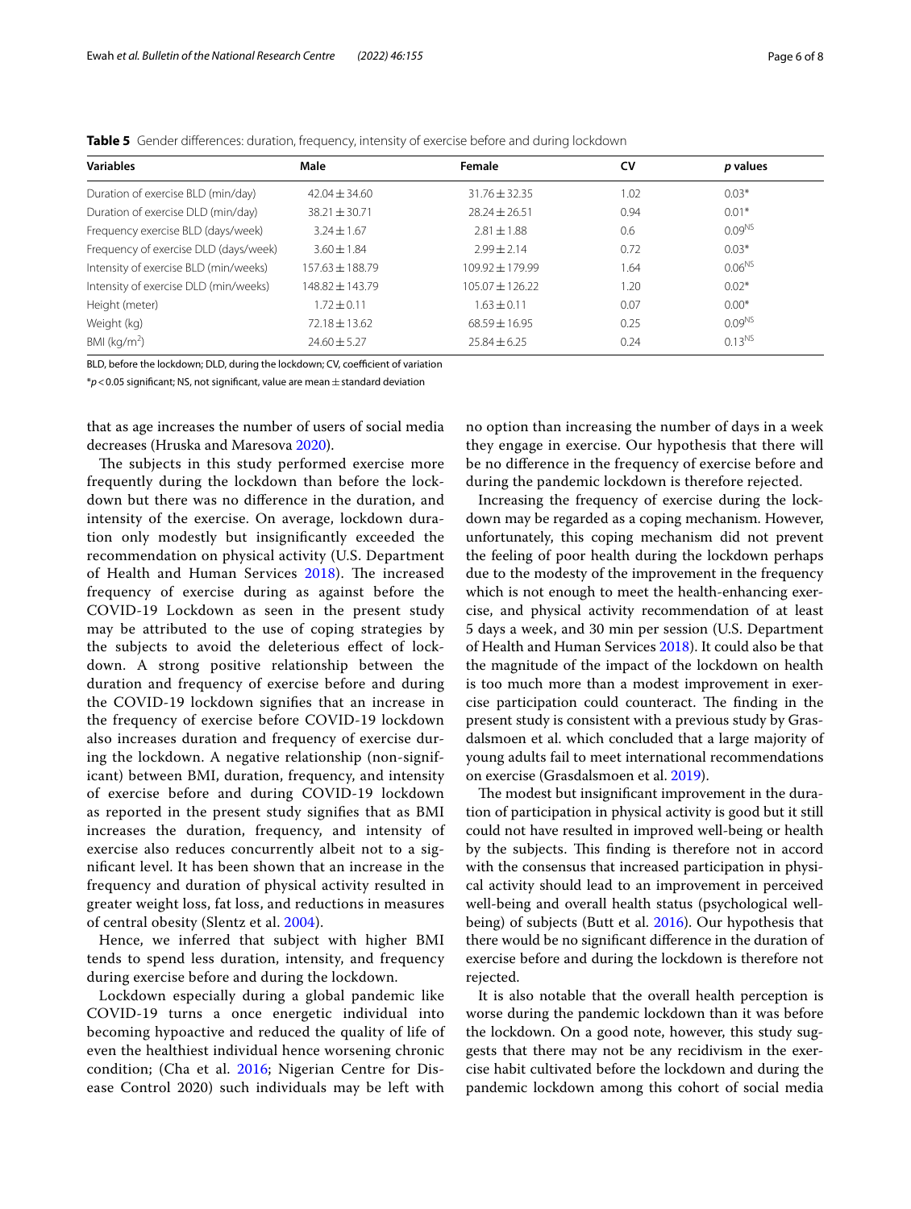**Table 5** Gender differences: duration, frequency, intensity of exercise before and during lockdown

| Variables | Male | Female | CV | *p* values |
|---|---|---|---|---|
| Duration of exercise BLD (min/day) | 42.04 ± 34.60 | 31.76 ± 32.35 | 1.02 | 0.03* |
| Duration of exercise DLD (min/day) | 38.21 ± 30.71 | 28.24 ± 26.51 | 0.94 | 0.01* |
| Frequency exercise BLD (days/week) | 3.24 ± 1.67 | 2.81 ± 1.88 | 0.6 | $0.09^{NS}$ |
| Frequency of exercise DLD (days/week) | 3.60 ± 1.84 | 2.99 ± 2.14 | 0.72 | 0.03* |
| Intensity of exercise BLD (min/weeks) | 157.63 ± 188.79 | 109.92 ± 179.99 | 1.64 | $0.06^{NS}$ |
| Intensity of exercise DLD (min/weeks) | 148.82 ± 143.79 | 105.07 ± 126.22 | 1.20 | 0.02* |
| Height (meter) | 1.72 ± 0.11 | 1.63 ± 0.11 | 0.07 | 0.00* |
| Weight (kg) | 72.18 ± 13.62 | 68.59 ± 16.95 | 0.25 | $0.09^{NS}$ |
| BMI ($kg/m^2$) | 24.60 ± 5.27 | 25.84 ± 6.25 | 0.24 | $0.13^{NS}$ |

BLD, before the lockdown; DLD, during the lockdown; CV, coefficient of variation

*$p<0.05$ significant; NS, not significant, value are mean ± standard deviation

that as age increases the number of users of social media decreases (Hruska and Maresova 2020).

The subjects in this study performed exercise more frequently during the lockdown than before the lockdown but there was no difference in the duration, and intensity of the exercise. On average, lockdown duration only modestly but insignificantly exceeded the recommendation on physical activity (U.S. Department of Health and Human Services 2018). The increased frequency of exercise during as against before the COVID-19 Lockdown as seen in the present study may be attributed to the use of coping strategies by the subjects to avoid the deleterious effect of lockdown. A strong positive relationship between the duration and frequency of exercise before and during the COVID-19 lockdown signifies that an increase in the frequency of exercise before COVID-19 lockdown also increases duration and frequency of exercise during the lockdown. A negative relationship (non-significant) between BMI, duration, frequency, and intensity of exercise before and during COVID-19 lockdown as reported in the present study signifies that as BMI increases the duration, frequency, and intensity of exercise also reduces concurrently albeit not to a significant level. It has been shown that an increase in the frequency and duration of physical activity resulted in greater weight loss, fat loss, and reductions in measures of central obesity (Slentz et al. 2004).

Hence, we inferred that subject with higher BMI tends to spend less duration, intensity, and frequency during exercise before and during the lockdown.

Lockdown especially during a global pandemic like COVID-19 turns a once energetic individual into becoming hypoactive and reduced the quality of life of even the healthiest individual hence worsening chronic condition; (Cha et al. 2016; Nigerian Centre for Disease Control 2020) such individuals may be left with no option than increasing the number of days in a week they engage in exercise. Our hypothesis that there will be no difference in the frequency of exercise before and during the pandemic lockdown is therefore rejected.

Increasing the frequency of exercise during the lockdown may be regarded as a coping mechanism. However, unfortunately, this coping mechanism did not prevent the feeling of poor health during the lockdown perhaps due to the modesty of the improvement in the frequency which is not enough to meet the health-enhancing exercise, and physical activity recommendation of at least 5 days a week, and 30 min per session (U.S. Department of Health and Human Services 2018). It could also be that the magnitude of the impact of the lockdown on health is too much more than a modest improvement in exercise participation could counteract. The finding in the present study is consistent with a previous study by Grasdalsmoen et al. which concluded that a large majority of young adults fail to meet international recommendations on exercise (Grasdalsmoen et al. 2019).

The modest but insignificant improvement in the duration of participation in physical activity is good but it still could not have resulted in improved well-being or health by the subjects. This finding is therefore not in accord with the consensus that increased participation in physical activity should lead to an improvement in perceived well-being and overall health status (psychological well-being) of subjects (Butt et al. 2016). Our hypothesis that there would be no significant difference in the duration of exercise before and during the lockdown is therefore not rejected.

It is also notable that the overall health perception is worse during the pandemic lockdown than it was before the lockdown. On a good note, however, this study suggests that there may not be any recidivism in the exercise habit cultivated before the lockdown and during the pandemic lockdown among this cohort of social media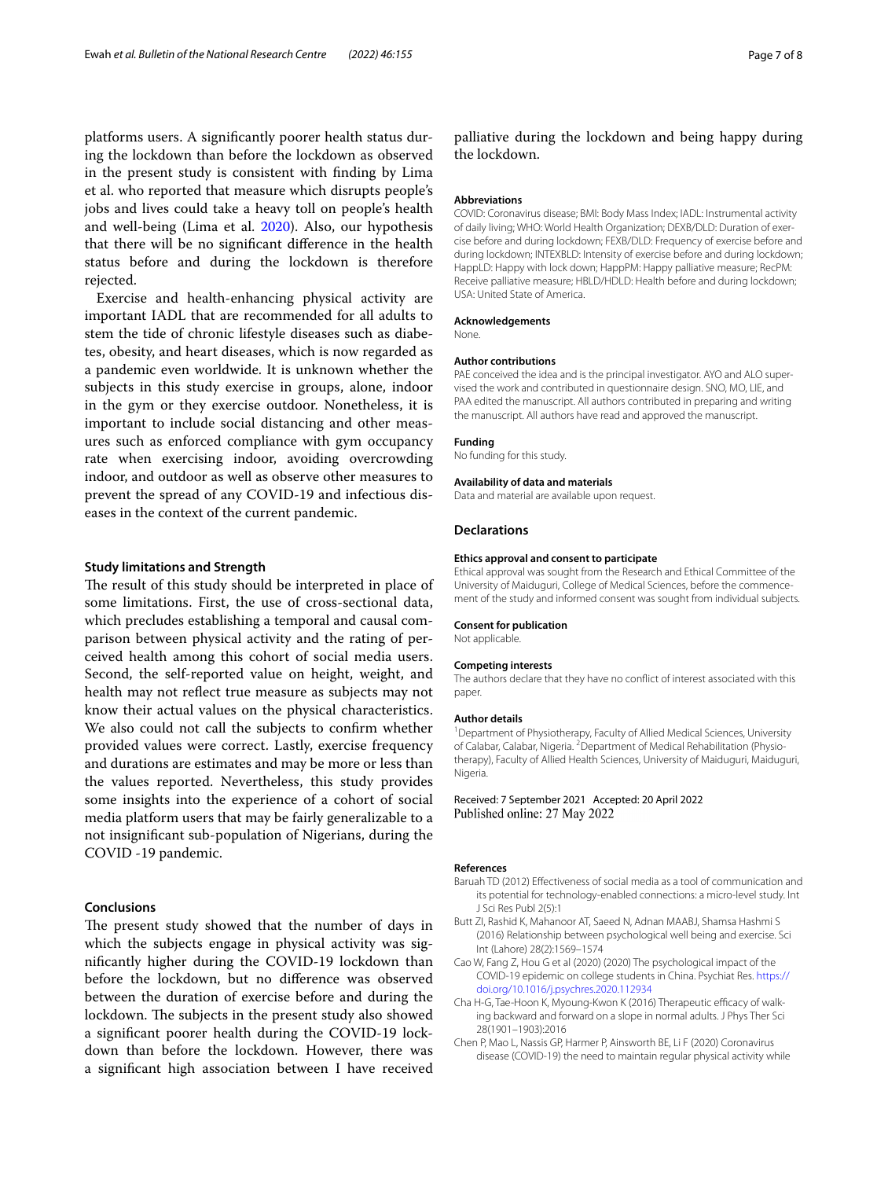platforms users. A significantly poorer health status during the lockdown than before the lockdown as observed in the present study is consistent with finding by Lima et al. who reported that measure which disrupts people's jobs and lives could take a heavy toll on people's health and well-being (Lima et al. 2020). Also, our hypothesis that there will be no significant difference in the health status before and during the lockdown is therefore rejected.

Exercise and health-enhancing physical activity are important IADL that are recommended for all adults to stem the tide of chronic lifestyle diseases such as diabetes, obesity, and heart diseases, which is now regarded as a pandemic even worldwide. It is unknown whether the subjects in this study exercise in groups, alone, indoor in the gym or they exercise outdoor. Nonetheless, it is important to include social distancing and other measures such as enforced compliance with gym occupancy rate when exercising indoor, avoiding overcrowding indoor, and outdoor as well as observe other measures to prevent the spread of any COVID-19 and infectious diseases in the context of the current pandemic.

### Study limitations and Strength

The result of this study should be interpreted in place of some limitations. First, the use of cross-sectional data, which precludes establishing a temporal and causal comparison between physical activity and the rating of perceived health among this cohort of social media users. Second, the self-reported value on height, weight, and health may not reflect true measure as subjects may not know their actual values on the physical characteristics. We also could not call the subjects to confirm whether provided values were correct. Lastly, exercise frequency and durations are estimates and may be more or less than the values reported. Nevertheless, this study provides some insights into the experience of a cohort of social media platform users that may be fairly generalizable to a not insignificant sub-population of Nigerians, during the COVID -19 pandemic.

## Conclusions

The present study showed that the number of days in which the subjects engage in physical activity was significantly higher during the COVID-19 lockdown than before the lockdown, but no difference was observed between the duration of exercise before and during the lockdown. The subjects in the present study also showed a significant poorer health during the COVID-19 lockdown than before the lockdown. However, there was a significant high association between I have received palliative during the lockdown and being happy during the lockdown.

#### Abbreviations

COVID: Coronavirus disease; BMI: Body Mass Index; IADL: Instrumental activity of daily living; WHO: World Health Organization; DEXB/DLD: Duration of exercise before and during lockdown; FEXB/DLD: Frequency of exercise before and during lockdown; INTEXBLD: Intensity of exercise before and during lockdown; HappLD: Happy with lock down; HappPM: Happy palliative measure; RecPM: Receive palliative measure; HBLD/HDLD: Health before and during lockdown; USA: United State of America.

#### Acknowledgements

None.

#### Author contributions

PAE conceived the idea and is the principal investigator. AYO and ALO supervised the work and contributed in questionnaire design. SNO, MO, LIE, and PAA edited the manuscript. All authors contributed in preparing and writing the manuscript. All authors have read and approved the manuscript.

#### Funding

No funding for this study.

#### Availability of data and materials

Data and material are available upon request.

### Declarations

#### Ethics approval and consent to participate

Ethical approval was sought from the Research and Ethical Committee of the University of Maiduguri, College of Medical Sciences, before the commencement of the study and informed consent was sought from individual subjects.

#### Consent for publication

Not applicable.

#### Competing interests

The authors declare that they have no conflict of interest associated with this paper.

#### Author details

[1]Department of Physiotherapy, Faculty of Allied Medical Sciences, University of Calabar, Calabar, Nigeria. [2]Department of Medical Rehabilitation (Physiotherapy), Faculty of Allied Health Sciences, University of Maiduguri, Maiduguri, Nigeria.

Received: 7 September 2021 Accepted: 20 April 2022
Published online: 27 May 2022

#### References

Baruah TD (2012) Effectiveness of social media as a tool of communication and its potential for technology-enabled connections: a micro-level study. Int J Sci Res Publ 2(5):1

Butt ZI, Rashid K, Mahanoor AT, Saeed N, Adnan MAABJ, Shamsa Hashmi S (2016) Relationship between psychological well being and exercise. Sci Int (Lahore) 28(2):1569–1574

Cao W, Fang Z, Hou G et al (2020) (2020) The psychological impact of the COVID-19 epidemic on college students in China. Psychiat Res. https://doi.org/10.1016/j.psychres.2020.112934

Cha H-G, Tae-Hoon K, Myoung-Kwon K (2016) Therapeutic efficacy of walking backward and forward on a slope in normal adults. J Phys Ther Sci 28(1901–1903):2016

Chen P, Mao L, Nassis GP, Harmer P, Ainsworth BE, Li F (2020) Coronavirus disease (COVID-19) the need to maintain regular physical activity while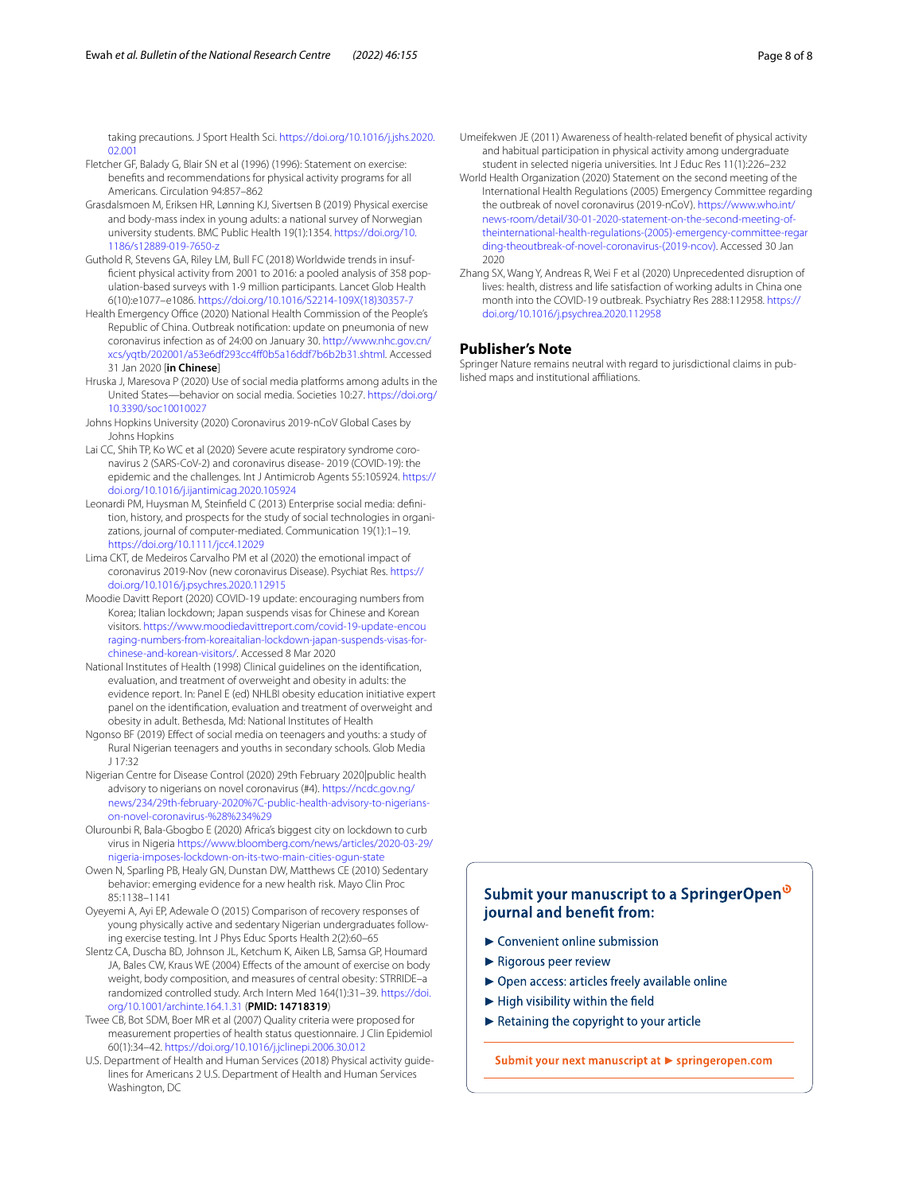taking precautions. J Sport Health Sci. https://doi.org/10.1016/j.jshs.2020.02.001

Fletcher GF, Balady G, Blair SN et al (1996) (1996): Statement on exercise: benefits and recommendations for physical activity programs for all Americans. Circulation 94:857–862

Grasdalsmoen M, Eriksen HR, Lønning KJ, Sivertsen B (2019) Physical exercise and body-mass index in young adults: a national survey of Norwegian university students. BMC Public Health 19(1):1354. https://doi.org/10.1186/s12889-019-7650-z

Guthold R, Stevens GA, Riley LM, Bull FC (2018) Worldwide trends in insufficient physical activity from 2001 to 2016: a pooled analysis of 358 population-based surveys with 1·9 million participants. Lancet Glob Health 6(10):e1077–e1086. https://doi.org/10.1016/S2214-109X(18)30357-7

Health Emergency Office (2020) National Health Commission of the People's Republic of China. Outbreak notification: update on pneumonia of new coronavirus infection as of 24:00 on January 30. http://www.nhc.gov.cn/xcs/yqtb/202001/a53e6df293cc4ff0b5a16ddf7b6b2b31.shtml. Accessed 31 Jan 2020 [**in Chinese**]

Hruska J, Maresova P (2020) Use of social media platforms among adults in the United States—behavior on social media. Societies 10:27. https://doi.org/10.3390/soc10010027

Johns Hopkins University (2020) Coronavirus 2019-nCoV Global Cases by Johns Hopkins

Lai CC, Shih TP, Ko WC et al (2020) Severe acute respiratory syndrome coronavirus 2 (SARS-CoV-2) and coronavirus disease- 2019 (COVID-19): the epidemic and the challenges. Int J Antimicrob Agents 55:105924. https://doi.org/10.1016/j.ijantimicag.2020.105924

Leonardi PM, Huysman M, Steinfield C (2013) Enterprise social media: definition, history, and prospects for the study of social technologies in organizations, journal of computer-mediated. Communication 19(1):1–19. https://doi.org/10.1111/jcc4.12029

Lima CKT, de Medeiros Carvalho PM et al (2020) the emotional impact of coronavirus 2019-Nov (new coronavirus Disease). Psychiat Res. https://doi.org/10.1016/j.psychres.2020.112915

Moodie Davitt Report (2020) COVID-19 update: encouraging numbers from Korea; Italian lockdown; Japan suspends visas for Chinese and Korean visitors. https://www.moodiedavittreport.com/covid-19-update-encouraging-numbers-from-koreaitalian-lockdown-japan-suspends-visas-for-chinese-and-korean-visitors/. Accessed 8 Mar 2020

National Institutes of Health (1998) Clinical guidelines on the identification, evaluation, and treatment of overweight and obesity in adults: the evidence report. In: Panel E (ed) NHLBI obesity education initiative expert panel on the identification, evaluation and treatment of overweight and obesity in adult. Bethesda, Md: National Institutes of Health

Ngonso BF (2019) Effect of social media on teenagers and youths: a study of Rural Nigerian teenagers and youths in secondary schools. Glob Media J 17:32

Nigerian Centre for Disease Control (2020) 29th February 2020|public health advisory to nigerians on novel coronavirus (#4). https://ncdc.gov.ng/news/234/29th-february-2020%7C-public-health-advisory-to-nigerians-on-novel-coronavirus-%28%234%29

Olurounbi R, Bala-Gbogbo E (2020) Africa's biggest city on lockdown to curb virus in Nigeria https://www.bloomberg.com/news/articles/2020-03-29/nigeria-imposes-lockdown-on-its-two-main-cities-ogun-state

Owen N, Sparling PB, Healy GN, Dunstan DW, Matthews CE (2010) Sedentary behavior: emerging evidence for a new health risk. Mayo Clin Proc 85:1138–1141

Oyeyemi A, Ayi EP, Adewale O (2015) Comparison of recovery responses of young physically active and sedentary Nigerian undergraduates following exercise testing. Int J Phys Educ Sports Health 2(2):60–65

Slentz CA, Duscha BD, Johnson JL, Ketchum K, Aiken LB, Samsa GP, Houmard JA, Bales CW, Kraus WE (2004) Effects of the amount of exercise on body weight, body composition, and measures of central obesity: STRRIDE–a randomized controlled study. Arch Intern Med 164(1):31–39. https://doi.org/10.1001/archinte.164.1.31 (**PMID: 14718319**)

Twee CB, Bot SDM, Boer MR et al (2007) Quality criteria were proposed for measurement properties of health status questionnaire. J Clin Epidemiol 60(1):34–42. https://doi.org/10.1016/j.jclinepi.2006.30.012

U.S. Department of Health and Human Services (2018) Physical activity guidelines for Americans 2 U.S. Department of Health and Human Services Washington, DC

Umeifekwen JE (2011) Awareness of health-related benefit of physical activity and habitual participation in physical activity among undergraduate student in selected nigeria universities. Int J Educ Res 11(1):226–232

World Health Organization (2020) Statement on the second meeting of the International Health Regulations (2005) Emergency Committee regarding the outbreak of novel coronavirus (2019-nCoV). https://www.who.int/news-room/detail/30-01-2020-statement-on-the-second-meeting-of-theinternational-health-regulations-(2005)-emergency-committee-regarding-theoutbreak-of-novel-coronavirus-(2019-ncov). Accessed 30 Jan 2020

Zhang SX, Wang Y, Andreas R, Wei F et al (2020) Unprecedented disruption of lives: health, distress and life satisfaction of working adults in China one month into the COVID-19 outbreak. Psychiatry Res 288:112958. https://doi.org/10.1016/j.psychrea.2020.112958

## Publisher's Note

Springer Nature remains neutral with regard to jurisdictional claims in published maps and institutional affiliations.

**Submit your manuscript to a SpringerOpen journal and benefit from:**

- ► Convenient online submission
- ► Rigorous peer review
- ► Open access: articles freely available online
- ► High visibility within the field
- ► Retaining the copyright to your article

**Submit your next manuscript at ► springeropen.com**